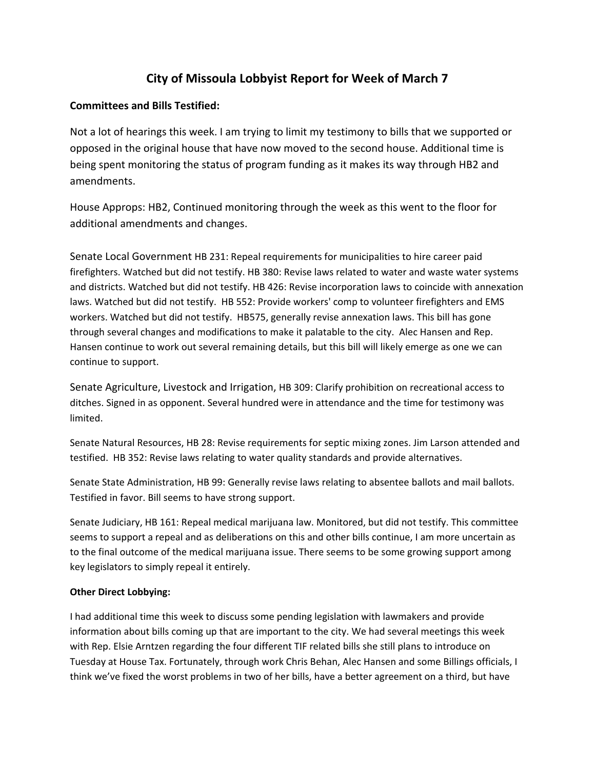# City of Missoula Lobbyist Report for Week of March 7

**Committees and Bills Testified:**

Not a lot of hearings this week. I am trying to limit my testimony to bills that we supported or opposed in the original house that have now moved to the second house. Additional time is being spent monitoring the status of program funding as it makes its way through HB2 and amendments.

House Approps: HB2, Continued monitoring through the week as this went to the floor for additional amendments and changes.

Senate Local Government HB 231: Repeal requirements for municipalities to hire career paid firefighters. Watched but did not testify. HB 380: Revise laws related to water and waste water systems and districts. Watched but did not testify. HB 426: Revise incorporation laws to coincide with annexation laws. Watched but did not testify. HB 552: Provide workers' comp to volunteer firefighters and EMS workers. Watched but did not testify. HB575, generally revise annexation laws. This bill has gone through several changes and modifications to make it palatable to the city. Alec Hansen and Rep. Hansen continue to work out several remaining details, but this bill will likely emerge as one we can continue to support.

Senate Agriculture, Livestock and Irrigation, HB 309: Clarify prohibition on recreational access to ditches. Signed in as opponent. Several hundred were in attendance and the time for testimony was limited.

Senate Natural Resources, HB 28: Revise requirements for septic mixing zones. Jim Larson attended and testified. HB 352: Revise laws relating to water quality standards and provide alternatives.

Senate State Administration, HB 99: Generally revise laws relating to absentee ballots and mail ballots. Testified in favor. Bill seems to have strong support.

Senate Judiciary, HB 161: Repeal medical marijuana law. Monitored, but did not testify. This committee seems to support a repeal and as deliberations on this and other bills continue, I am more uncertain as to the final outcome of the medical marijuana issue. There seems to be some growing support among key legislators to simply repeal it entirely.

**Other Direct Lobbying:**

I had additional time this week to discuss some pending legislation with lawmakers and provide information about bills coming up that are important to the city. We had several meetings this week with Rep. Elsie Arntzen regarding the four different TIF related bills she still plans to introduce on Tuesday at House Tax. Fortunately, through work Chris Behan, Alec Hansen and some Billings officials, I think we've fixed the worst problems in two of her bills, have a better agreement on a third, but have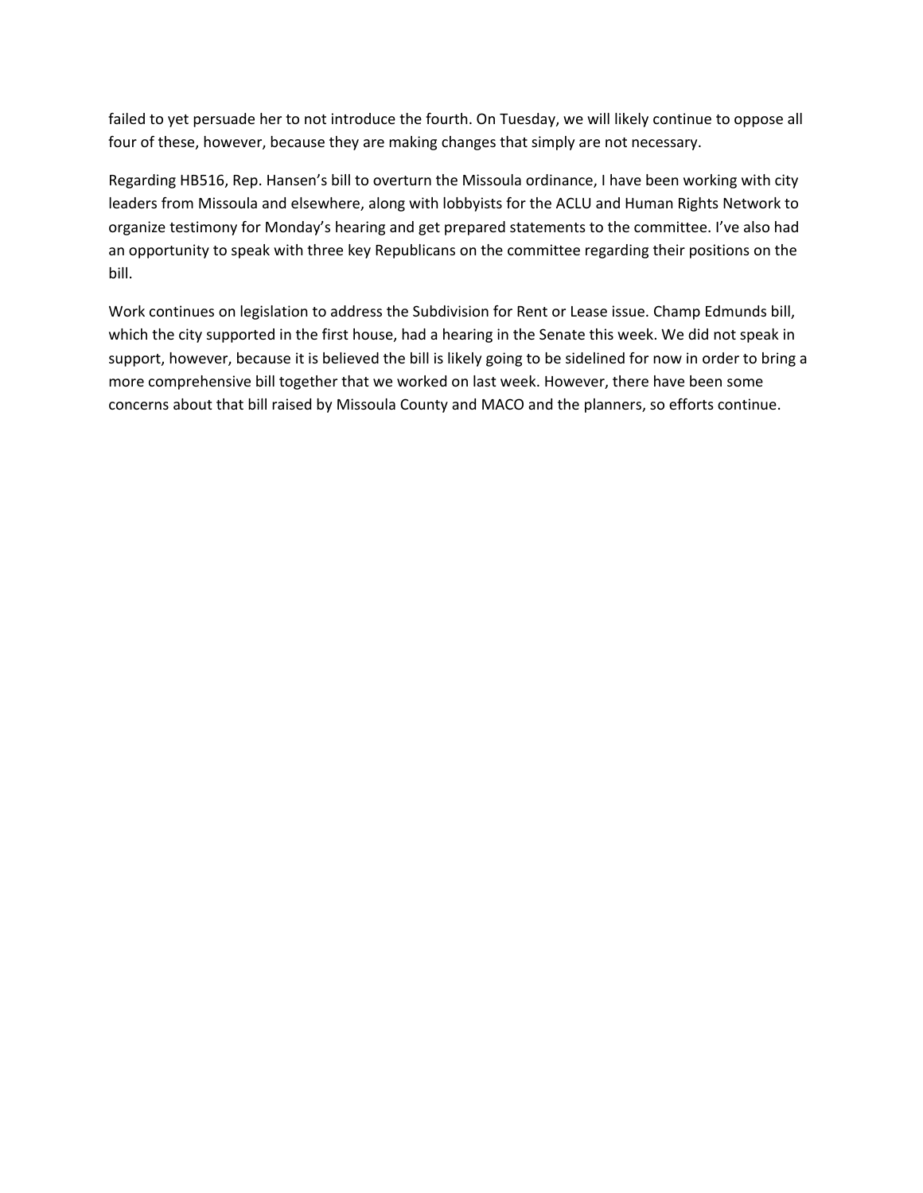failed to yet persuade her to not introduce the fourth. On Tuesday, we will likely continue to oppose all four of these, however, because they are making changes that simply are not necessary.

Regarding HB516, Rep. Hansen's bill to overturn the Missoula ordinance, I have been working with city leaders from Missoula and elsewhere, along with lobbyists for the ACLU and Human Rights Network to organize testimony for Monday's hearing and get prepared statements to the committee. I've also had an opportunity to speak with three key Republicans on the committee regarding their positions on the bill.

Work continues on legislation to address the Subdivision for Rent or Lease issue. Champ Edmunds bill, which the city supported in the first house, had a hearing in the Senate this week. We did not speak in support, however, because it is believed the bill is likely going to be sidelined for now in order to bring a more comprehensive bill together that we worked on last week. However, there have been some concerns about that bill raised by Missoula County and MACO and the planners, so efforts continue.